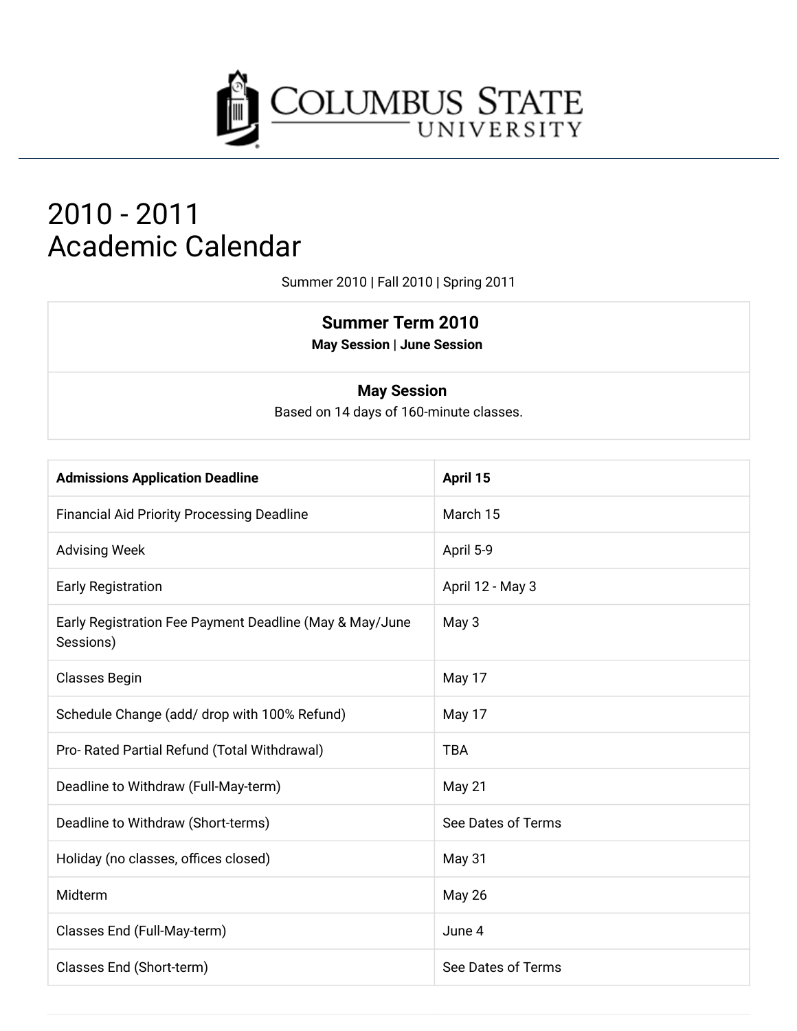# Columbus State University

# 2010 - 2011 Academic Calendar

Summer 2010 | Fall 2010 | Spring 2011

## Summer Term 2010

**May Session | June Session**

### May Session

Based on 14 days of 160-minute classes.

| **Admissions Application Deadline** | **April 15** |
| --- | --- |
| Financial Aid Priority Processing Deadline | March 15 |
| Advising Week | April 5-9 |
| Early Registration | April 12 - May 3 |
| Early Registration Fee Payment Deadline (May & May/June Sessions) | May 3 |
| Classes Begin | May 17 |
| Schedule Change (add/ drop with 100% Refund) | May 17 |
| Pro- Rated Partial Refund (Total Withdrawal) | TBA |
| Deadline to Withdraw (Full-May-term) | May 21 |
| Deadline to Withdraw (Short-terms) | See Dates of Terms |
| Holiday (no classes, offices closed) | May 31 |
| Midterm | May 26 |
| Classes End (Full-May-term) | June 4 |
| Classes End (Short-term) | See Dates of Terms |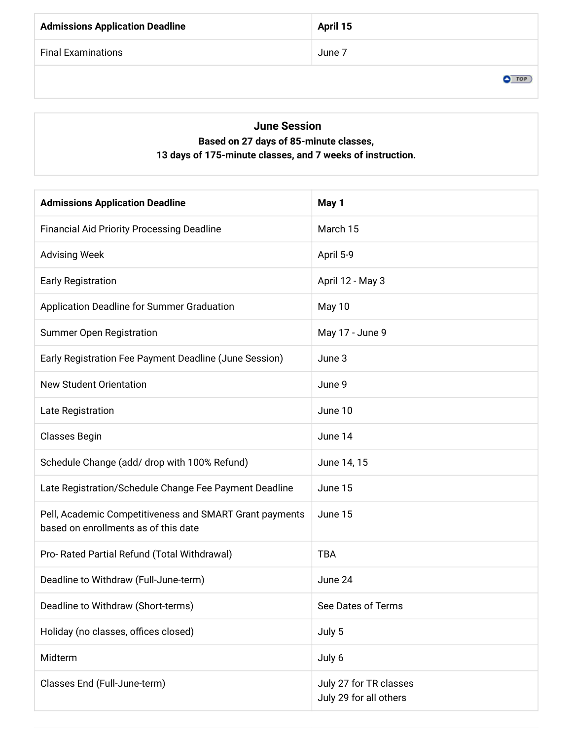| Admissions Application Deadline | April 15 |
| --- | --- |
| Final Examinations | June 7 |

## June Session

**Based on 27 days of 85-minute classes, 13 days of 175-minute classes, and 7 weeks of instruction.**

| Admissions Application Deadline | May 1 |
| --- | --- |
| Financial Aid Priority Processing Deadline | March 15 |
| Advising Week | April 5-9 |
| Early Registration | April 12 - May 3 |
| Application Deadline for Summer Graduation | May 10 |
| Summer Open Registration | May 17 - June 9 |
| Early Registration Fee Payment Deadline (June Session) | June 3 |
| New Student Orientation | June 9 |
| Late Registration | June 10 |
| Classes Begin | June 14 |
| Schedule Change (add/ drop with 100% Refund) | June 14, 15 |
| Late Registration/Schedule Change Fee Payment Deadline | June 15 |
| Pell, Academic Competitiveness and SMART Grant payments based on enrollments as of this date | June 15 |
| Pro- Rated Partial Refund (Total Withdrawal) | TBA |
| Deadline to Withdraw (Full-June-term) | June 24 |
| Deadline to Withdraw (Short-terms) | See Dates of Terms |
| Holiday (no classes, offices closed) | July 5 |
| Midterm | July 6 |
| Classes End (Full-June-term) | July 27 for TR classes<br>July 29 for all others |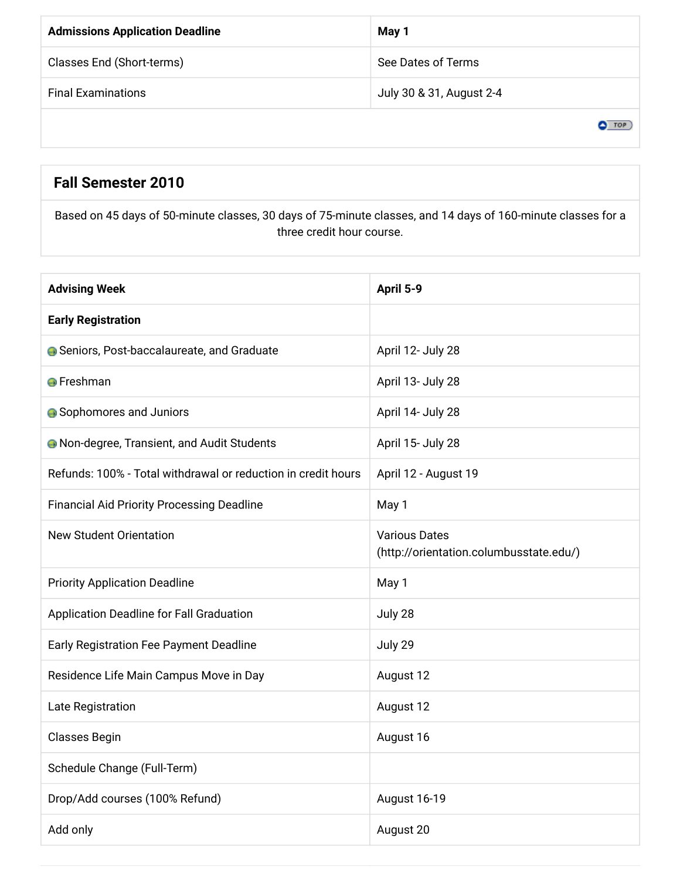| **Admissions Application Deadline** | **May 1** |
| --- | --- |
| Classes End (Short-terms) | See Dates of Terms |
| Final Examinations | July 30 & 31, August 2-4 |

## Fall Semester 2010

Based on 45 days of 50-minute classes, 30 days of 75-minute classes, and 14 days of 160-minute classes for a three credit hour course.

| **Advising Week** | **April 5-9** |
| --- | --- |
| **Early Registration** | |
| Seniors, Post-baccalaureate, and Graduate | April 12- July 28 |
| Freshman | April 13- July 28 |
| Sophomores and Juniors | April 14- July 28 |
| Non-degree, Transient, and Audit Students | April 15- July 28 |
| Refunds: 100% - Total withdrawal or reduction in credit hours | April 12 - August 19 |
| Financial Aid Priority Processing Deadline | May 1 |
| New Student Orientation | Various Dates (http://orientation.columbusstate.edu/) |
| Priority Application Deadline | May 1 |
| Application Deadline for Fall Graduation | July 28 |
| Early Registration Fee Payment Deadline | July 29 |
| Residence Life Main Campus Move in Day | August 12 |
| Late Registration | August 12 |
| Classes Begin | August 16 |
| Schedule Change (Full-Term) | |
| Drop/Add courses (100% Refund) | August 16-19 |
| Add only | August 20 |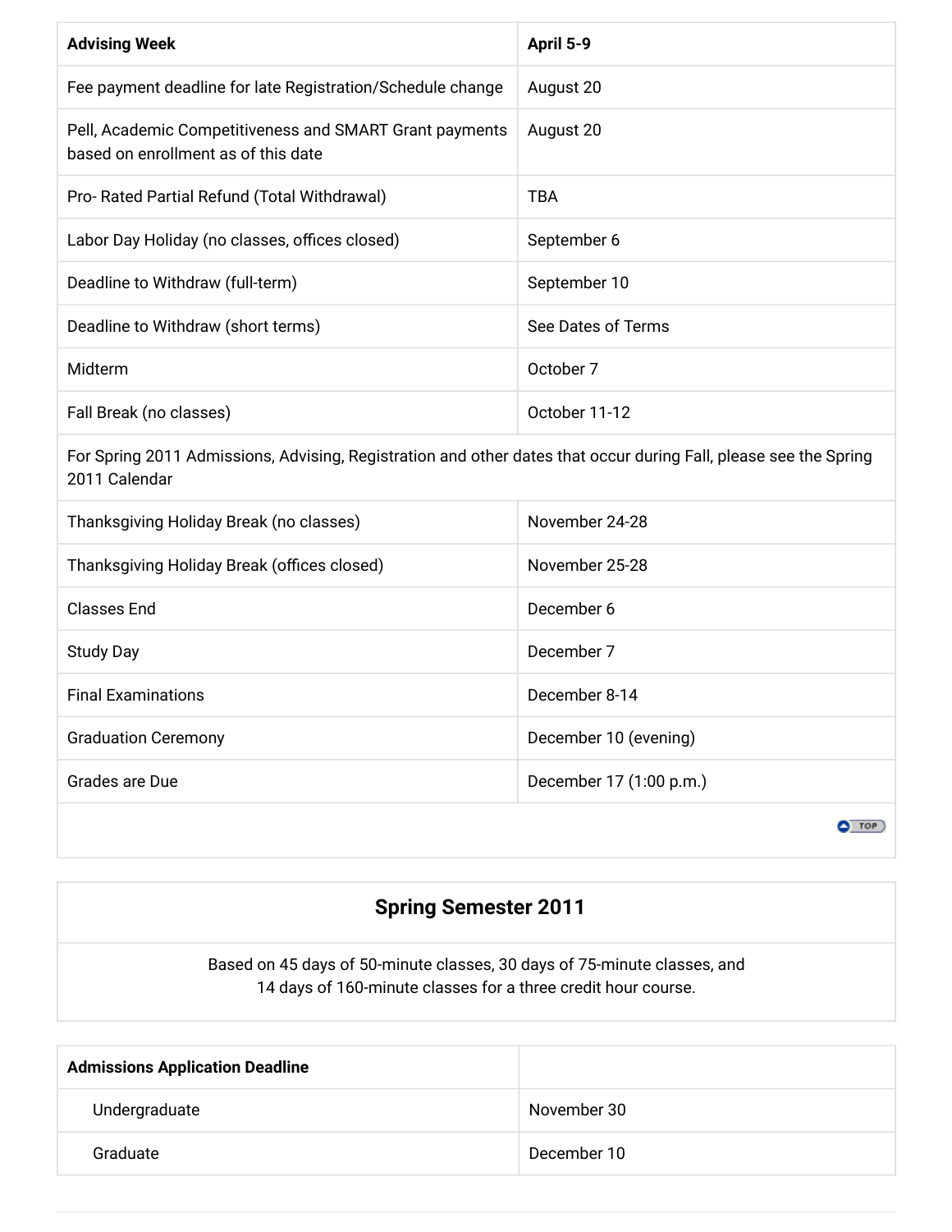| **Advising Week** | **April 5-9** |
|---|---|
| Fee payment deadline for late Registration/Schedule change | August 20 |
| Pell, Academic Competitiveness and SMART Grant payments based on enrollment as of this date | August 20 |
| Pro- Rated Partial Refund (Total Withdrawal) | TBA |
| Labor Day Holiday (no classes, offices closed) | September 6 |
| Deadline to Withdraw (full-term) | September 10 |
| Deadline to Withdraw (short terms) | See Dates of Terms |
| Midterm | October 7 |
| Fall Break (no classes) | October 11-12 |
| For Spring 2011 Admissions, Advising, Registration and other dates that occur during Fall, please see the Spring 2011 Calendar | |
| Thanksgiving Holiday Break (no classes) | November 24-28 |
| Thanksgiving Holiday Break (offices closed) | November 25-28 |
| Classes End | December 6 |
| Study Day | December 7 |
| Final Examinations | December 8-14 |
| Graduation Ceremony | December 10 (evening) |
| Grades are Due | December 17 (1:00 p.m.) |

## Spring Semester 2011

Based on 45 days of 50-minute classes, 30 days of 75-minute classes, and 14 days of 160-minute classes for a three credit hour course.

| **Admissions Application Deadline** | |
|---|---|
| Undergraduate | November 30 |
| Graduate | December 10 |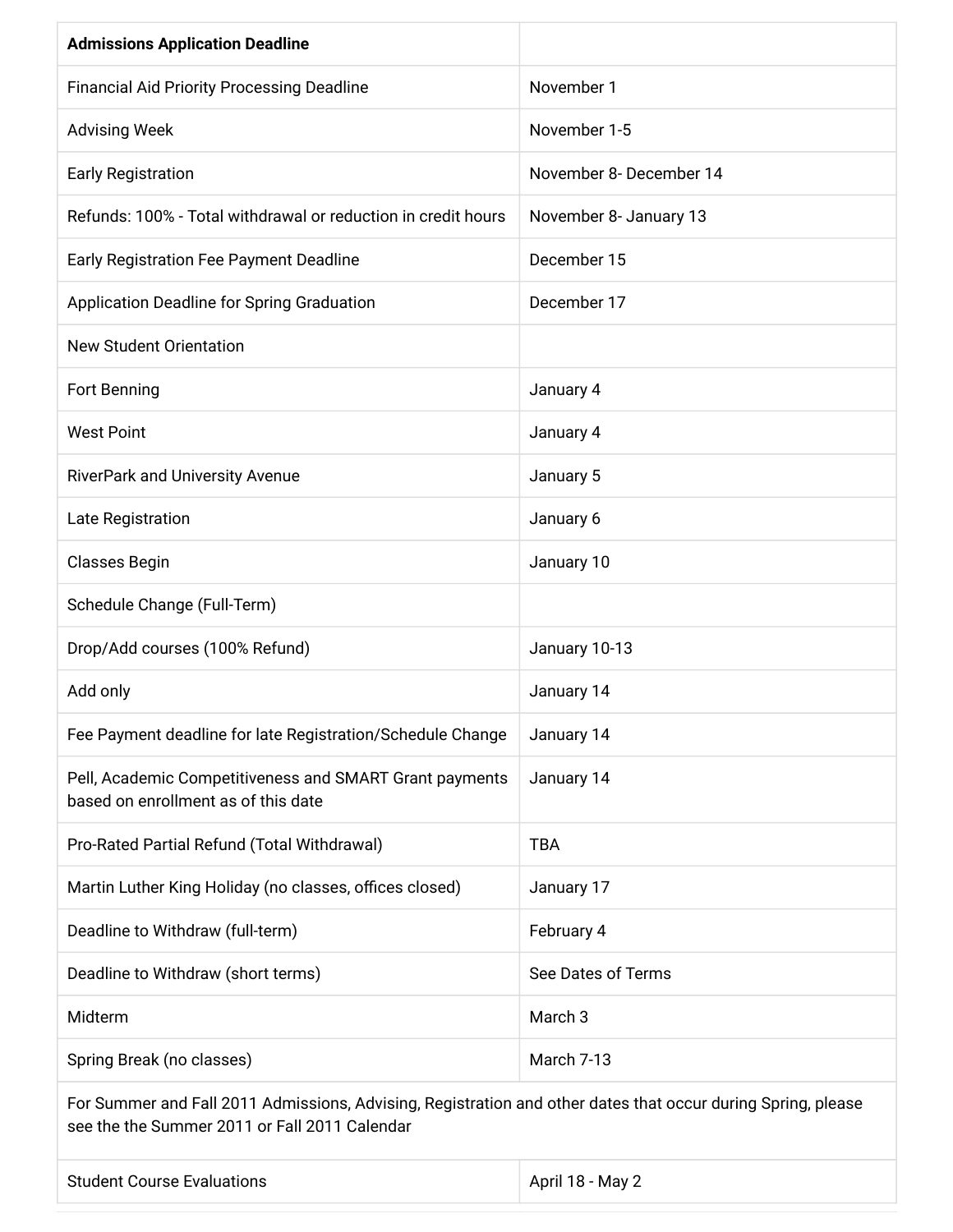| **Admissions Application Deadline** | |
|---|---|
| Financial Aid Priority Processing Deadline | November 1 |
| Advising Week | November 1-5 |
| Early Registration | November 8- December 14 |
| Refunds: 100% - Total withdrawal or reduction in credit hours | November 8- January 13 |
| Early Registration Fee Payment Deadline | December 15 |
| Application Deadline for Spring Graduation | December 17 |
| New Student Orientation | |
| Fort Benning | January 4 |
| West Point | January 4 |
| RiverPark and University Avenue | January 5 |
| Late Registration | January 6 |
| Classes Begin | January 10 |
| Schedule Change (Full-Term) | |
| Drop/Add courses (100% Refund) | January 10-13 |
| Add only | January 14 |
| Fee Payment deadline for late Registration/Schedule Change | January 14 |
| Pell, Academic Competitiveness and SMART Grant payments based on enrollment as of this date | January 14 |
| Pro-Rated Partial Refund (Total Withdrawal) | TBA |
| Martin Luther King Holiday (no classes, offices closed) | January 17 |
| Deadline to Withdraw (full-term) | February 4 |
| Deadline to Withdraw (short terms) | See Dates of Terms |
| Midterm | March 3 |
| Spring Break (no classes) | March 7-13 |
| For Summer and Fall 2011 Admissions, Advising, Registration and other dates that occur during Spring, please see the the Summer 2011 or Fall 2011 Calendar | |
| Student Course Evaluations | April 18 - May 2 |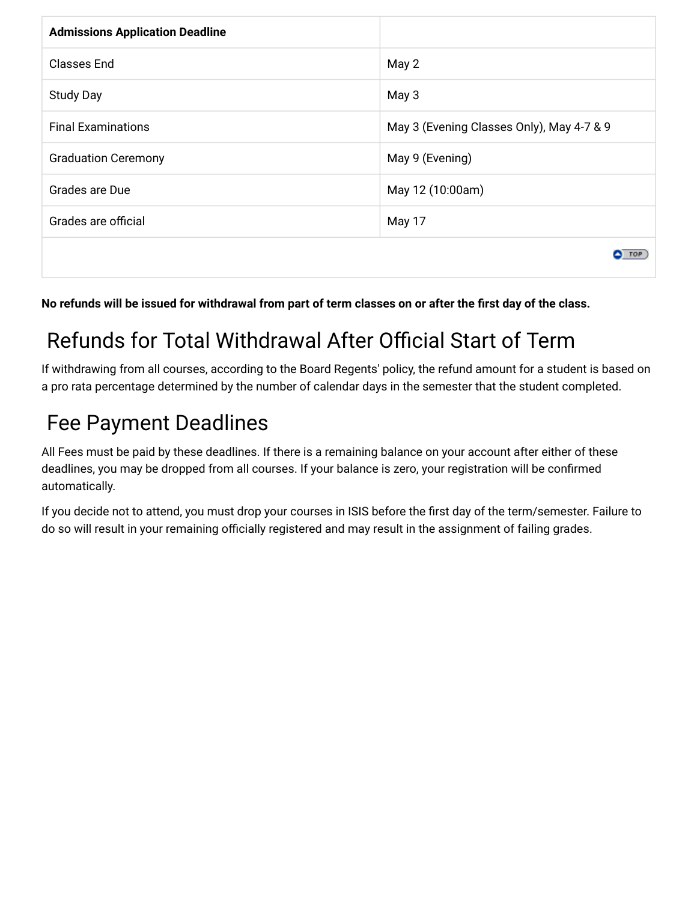| **Admissions Application Deadline** | |
| --- | --- |
| Classes End | May 2 |
| Study Day | May 3 |
| Final Examinations | May 3 (Evening Classes Only), May 4-7 & 9 |
| Graduation Ceremony | May 9 (Evening) |
| Grades are Due | May 12 (10:00am) |
| Grades are official | May 17 |
| | TOP |

**No refunds will be issued for withdrawal from part of term classes on or after the first day of the class.**

## Refunds for Total Withdrawal After Official Start of Term

If withdrawing from all courses, according to the Board Regents' policy, the refund amount for a student is based on a pro rata percentage determined by the number of calendar days in the semester that the student completed.

## Fee Payment Deadlines

All Fees must be paid by these deadlines. If there is a remaining balance on your account after either of these deadlines, you may be dropped from all courses. If your balance is zero, your registration will be confirmed automatically.

If you decide not to attend, you must drop your courses in ISIS before the first day of the term/semester. Failure to do so will result in your remaining officially registered and may result in the assignment of failing grades.